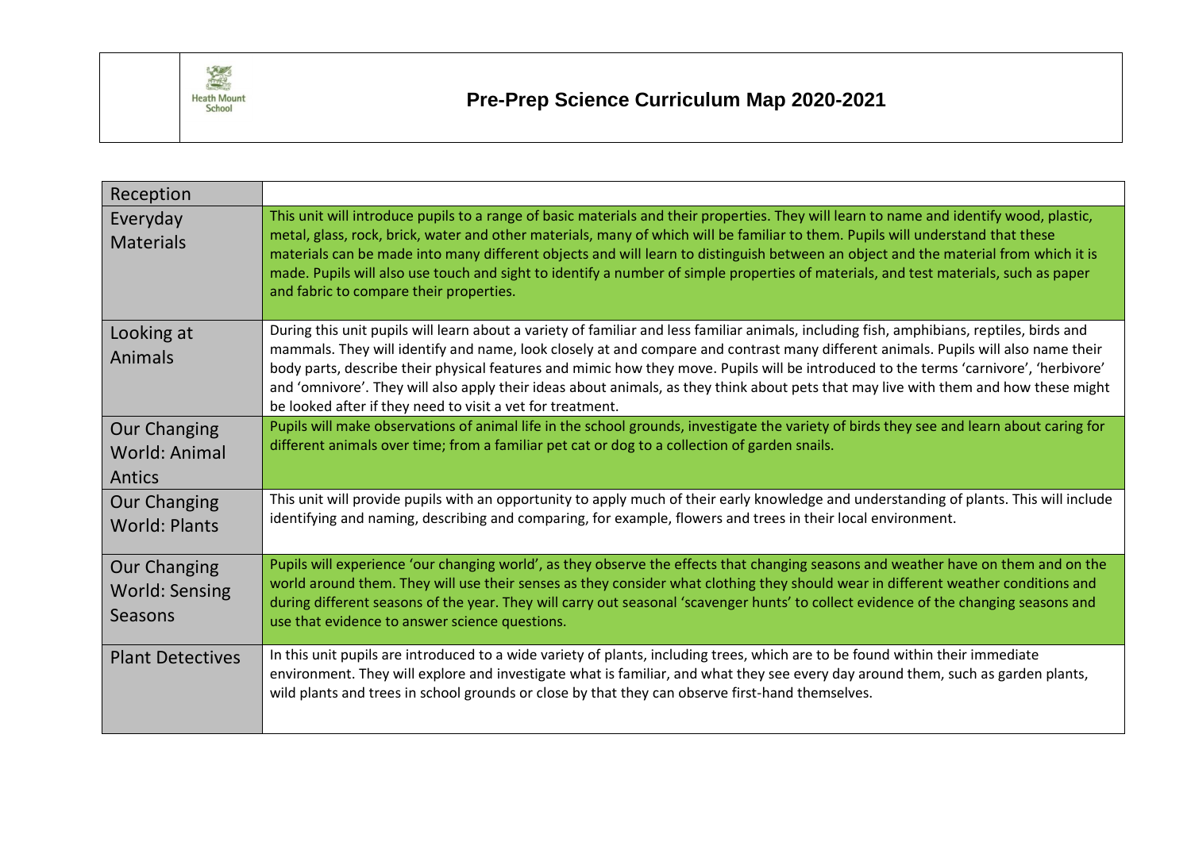# Pre-Prep Science Curriculum Map 2020-2021

Heath Mount School

| Reception | |
|---|---|
| Everyday Materials | This unit will introduce pupils to a range of basic materials and their properties. They will learn to name and identify wood, plastic, metal, glass, rock, brick, water and other materials, many of which will be familiar to them. Pupils will understand that these materials can be made into many different objects and will learn to distinguish between an object and the material from which it is made. Pupils will also use touch and sight to identify a number of simple properties of materials, and test materials, such as paper and fabric to compare their properties. |
| Looking at Animals | During this unit pupils will learn about a variety of familiar and less familiar animals, including fish, amphibians, reptiles, birds and mammals. They will identify and name, look closely at and compare and contrast many different animals. Pupils will also name their body parts, describe their physical features and mimic how they move. Pupils will be introduced to the terms 'carnivore', 'herbivore' and 'omnivore'. They will also apply their ideas about animals, as they think about pets that may live with them and how these might be looked after if they need to visit a vet for treatment. |
| Our Changing World: Animal Antics | Pupils will make observations of animal life in the school grounds, investigate the variety of birds they see and learn about caring for different animals over time; from a familiar pet cat or dog to a collection of garden snails. |
| Our Changing World: Plants | This unit will provide pupils with an opportunity to apply much of their early knowledge and understanding of plants. This will include identifying and naming, describing and comparing, for example, flowers and trees in their local environment. |
| Our Changing World: Sensing Seasons | Pupils will experience 'our changing world', as they observe the effects that changing seasons and weather have on them and on the world around them. They will use their senses as they consider what clothing they should wear in different weather conditions and during different seasons of the year. They will carry out seasonal 'scavenger hunts' to collect evidence of the changing seasons and use that evidence to answer science questions. |
| Plant Detectives | In this unit pupils are introduced to a wide variety of plants, including trees, which are to be found within their immediate environment. They will explore and investigate what is familiar, and what they see every day around them, such as garden plants, wild plants and trees in school grounds or close by that they can observe first-hand themselves. |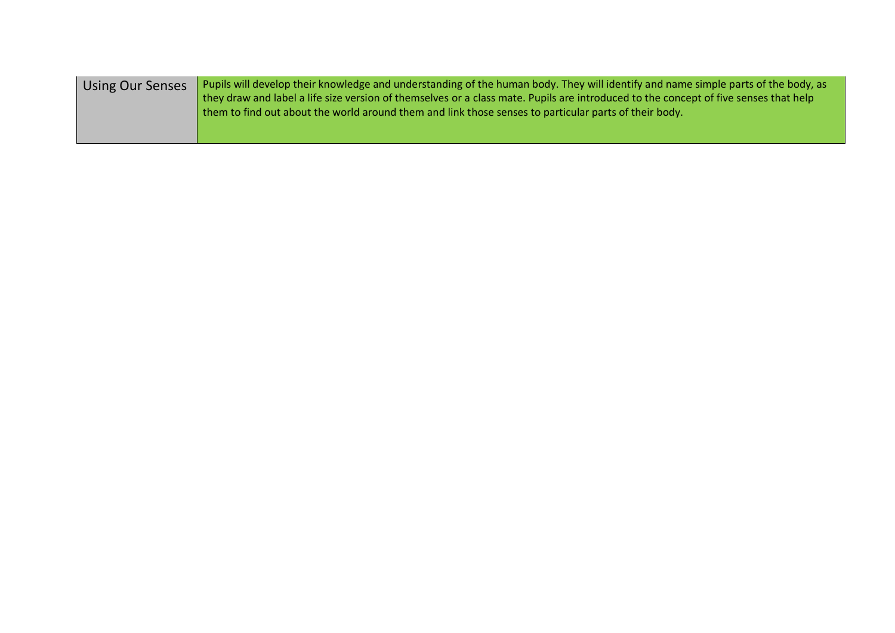| Using Our Senses | Pupils will develop their knowledge and understanding of the human body. They will identify and name simple parts of the body, as they draw and label a life size version of themselves or a class mate. Pupils are introduced to the concept of five senses that help them to find out about the world around them and link those senses to particular parts of their body. |
|---|---|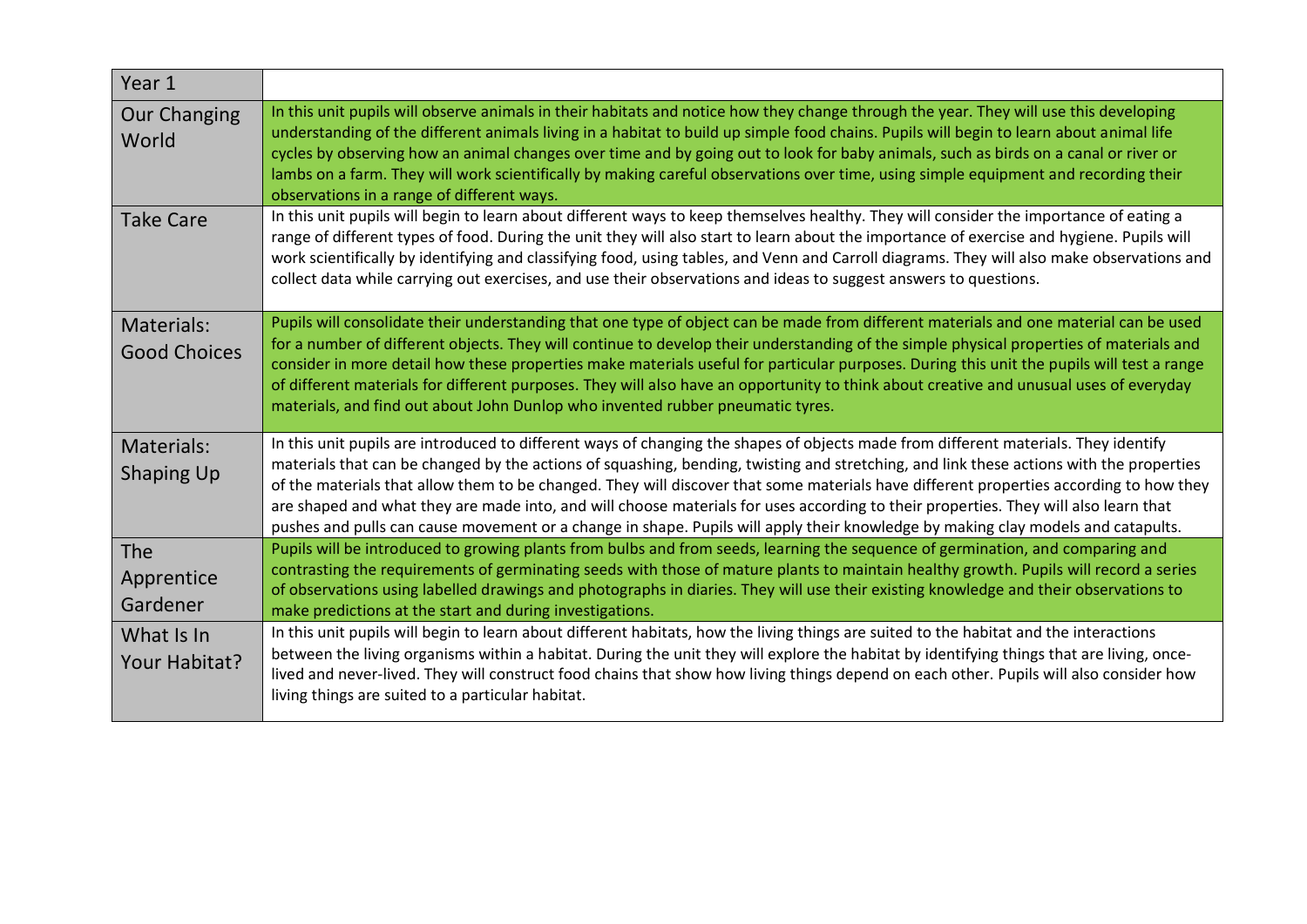| Year 1 | |
|---|---|
| Our Changing World | In this unit pupils will observe animals in their habitats and notice how they change through the year. They will use this developing understanding of the different animals living in a habitat to build up simple food chains. Pupils will begin to learn about animal life cycles by observing how an animal changes over time and by going out to look for baby animals, such as birds on a canal or river or lambs on a farm. They will work scientifically by making careful observations over time, using simple equipment and recording their observations in a range of different ways. |
| Take Care | In this unit pupils will begin to learn about different ways to keep themselves healthy. They will consider the importance of eating a range of different types of food. During the unit they will also start to learn about the importance of exercise and hygiene. Pupils will work scientifically by identifying and classifying food, using tables, and Venn and Carroll diagrams. They will also make observations and collect data while carrying out exercises, and use their observations and ideas to suggest answers to questions. |
| Materials: Good Choices | Pupils will consolidate their understanding that one type of object can be made from different materials and one material can be used for a number of different objects. They will continue to develop their understanding of the simple physical properties of materials and consider in more detail how these properties make materials useful for particular purposes. During this unit the pupils will test a range of different materials for different purposes. They will also have an opportunity to think about creative and unusual uses of everyday materials, and find out about John Dunlop who invented rubber pneumatic tyres. |
| Materials: Shaping Up | In this unit pupils are introduced to different ways of changing the shapes of objects made from different materials. They identify materials that can be changed by the actions of squashing, bending, twisting and stretching, and link these actions with the properties of the materials that allow them to be changed. They will discover that some materials have different properties according to how they are shaped and what they are made into, and will choose materials for uses according to their properties. They will also learn that pushes and pulls can cause movement or a change in shape. Pupils will apply their knowledge by making clay models and catapults. |
| The Apprentice Gardener | Pupils will be introduced to growing plants from bulbs and from seeds, learning the sequence of germination, and comparing and contrasting the requirements of germinating seeds with those of mature plants to maintain healthy growth. Pupils will record a series of observations using labelled drawings and photographs in diaries. They will use their existing knowledge and their observations to make predictions at the start and during investigations. |
| What Is In Your Habitat? | In this unit pupils will begin to learn about different habitats, how the living things are suited to the habitat and the interactions between the living organisms within a habitat. During the unit they will explore the habitat by identifying things that are living, once-lived and never-lived. They will construct food chains that show how living things depend on each other. Pupils will also consider how living things are suited to a particular habitat. |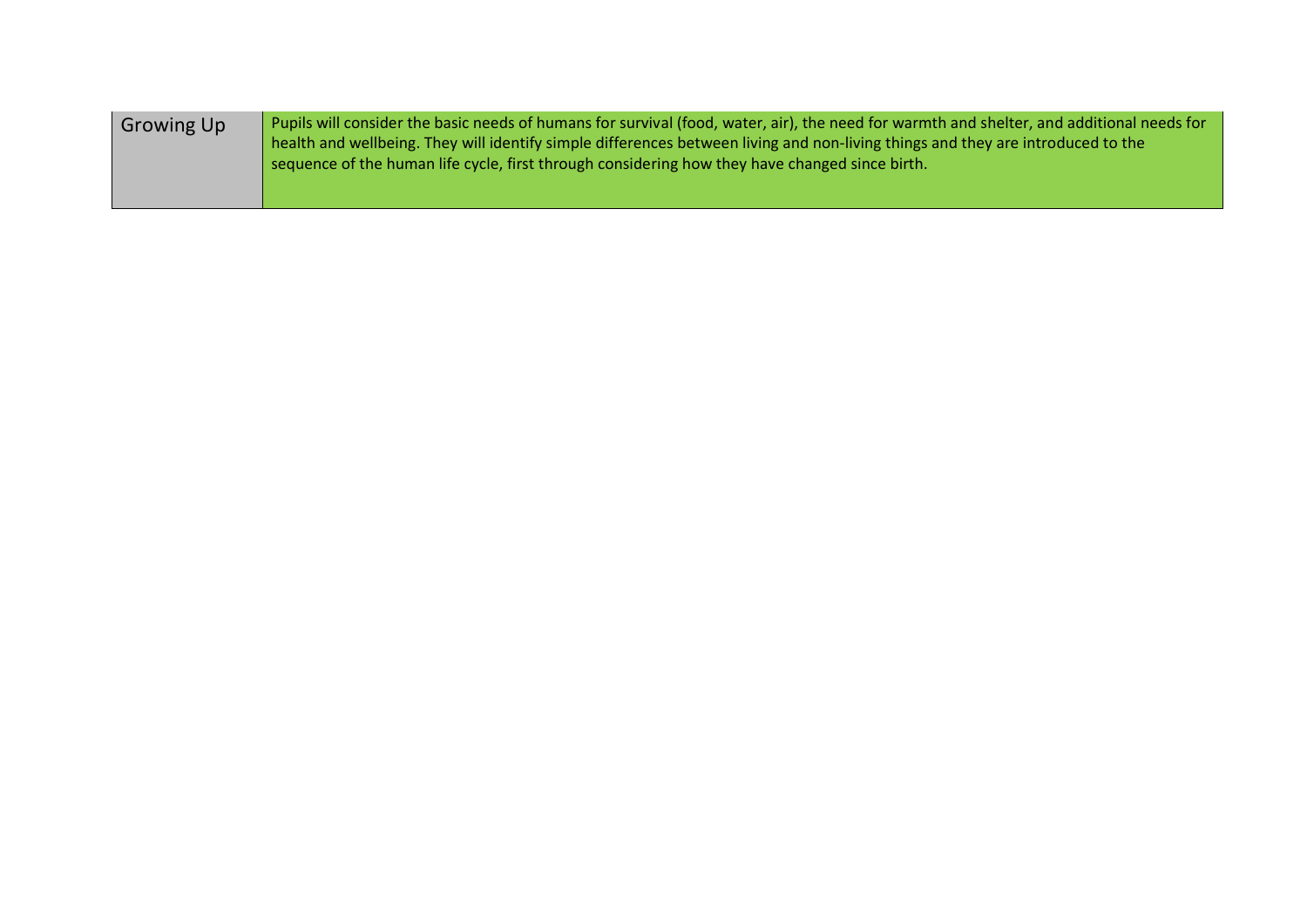| Growing Up | Pupils will consider the basic needs of humans for survival (food, water, air), the need for warmth and shelter, and additional needs for health and wellbeing. They will identify simple differences between living and non-living things and they are introduced to the sequence of the human life cycle, first through considering how they have changed since birth. |
|---|---|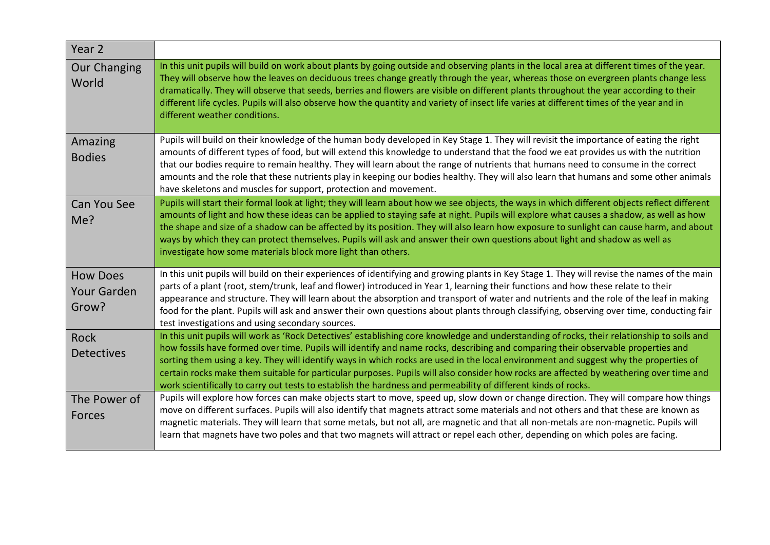| Year 2 | |
|---|---|
| Our Changing World | In this unit pupils will build on work about plants by going outside and observing plants in the local area at different times of the year. They will observe how the leaves on deciduous trees change greatly through the year, whereas those on evergreen plants change less dramatically. They will observe that seeds, berries and flowers are visible on different plants throughout the year according to their different life cycles. Pupils will also observe how the quantity and variety of insect life varies at different times of the year and in different weather conditions. |
| Amazing Bodies | Pupils will build on their knowledge of the human body developed in Key Stage 1. They will revisit the importance of eating the right amounts of different types of food, but will extend this knowledge to understand that the food we eat provides us with the nutrition that our bodies require to remain healthy. They will learn about the range of nutrients that humans need to consume in the correct amounts and the role that these nutrients play in keeping our bodies healthy. They will also learn that humans and some other animals have skeletons and muscles for support, protection and movement. |
| Can You See Me? | Pupils will start their formal look at light; they will learn about how we see objects, the ways in which different objects reflect different amounts of light and how these ideas can be applied to staying safe at night. Pupils will explore what causes a shadow, as well as how the shape and size of a shadow can be affected by its position. They will also learn how exposure to sunlight can cause harm, and about ways by which they can protect themselves. Pupils will ask and answer their own questions about light and shadow as well as investigate how some materials block more light than others. |
| How Does Your Garden Grow? | In this unit pupils will build on their experiences of identifying and growing plants in Key Stage 1. They will revise the names of the main parts of a plant (root, stem/trunk, leaf and flower) introduced in Year 1, learning their functions and how these relate to their appearance and structure. They will learn about the absorption and transport of water and nutrients and the role of the leaf in making food for the plant. Pupils will ask and answer their own questions about plants through classifying, observing over time, conducting fair test investigations and using secondary sources. |
| Rock Detectives | In this unit pupils will work as 'Rock Detectives' establishing core knowledge and understanding of rocks, their relationship to soils and how fossils have formed over time. Pupils will identify and name rocks, describing and comparing their observable properties and sorting them using a key. They will identify ways in which rocks are used in the local environment and suggest why the properties of certain rocks make them suitable for particular purposes. Pupils will also consider how rocks are affected by weathering over time and work scientifically to carry out tests to establish the hardness and permeability of different kinds of rocks. |
| The Power of Forces | Pupils will explore how forces can make objects start to move, speed up, slow down or change direction. They will compare how things move on different surfaces. Pupils will also identify that magnets attract some materials and not others and that these are known as magnetic materials. They will learn that some metals, but not all, are magnetic and that all non-metals are non-magnetic. Pupils will learn that magnets have two poles and that two magnets will attract or repel each other, depending on which poles are facing. |